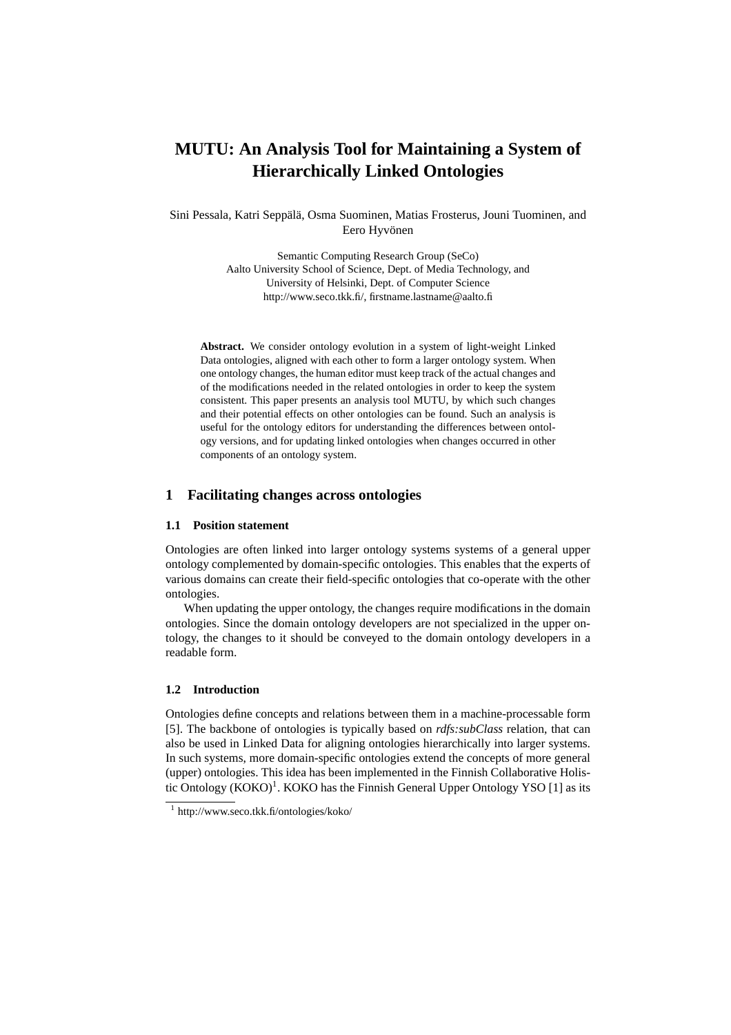# MUTU: An Analysis Tool for Maintaining a System of Hierarchically Linked Ontologies

Sini Pessala, Katri Seppälä, Osma Suominen, Matias Frosterus, Jouni Tuominen, and Eero Hyvönen

Semantic Computing Research Group (SeCo)
Aalto University School of Science, Dept. of Media Technology, and
University of Helsinki, Dept. of Computer Science
http://www.seco.tkk.fi/, firstname.lastname@aalto.fi

**Abstract.** We consider ontology evolution in a system of light-weight Linked Data ontologies, aligned with each other to form a larger ontology system. When one ontology changes, the human editor must keep track of the actual changes and of the modifications needed in the related ontologies in order to keep the system consistent. This paper presents an analysis tool MUTU, by which such changes and their potential effects on other ontologies can be found. Such an analysis is useful for the ontology editors for understanding the differences between ontology versions, and for updating linked ontologies when changes occurred in other components of an ontology system.

## 1 Facilitating changes across ontologies

### 1.1 Position statement

Ontologies are often linked into larger ontology systems systems of a general upper ontology complemented by domain-specific ontologies. This enables that the experts of various domains can create their field-specific ontologies that co-operate with the other ontologies.

When updating the upper ontology, the changes require modifications in the domain ontologies. Since the domain ontology developers are not specialized in the upper ontology, the changes to it should be conveyed to the domain ontology developers in a readable form.

### 1.2 Introduction

Ontologies define concepts and relations between them in a machine-processable form [5]. The backbone of ontologies is typically based on *rdfs:subClass* relation, that can also be used in Linked Data for aligning ontologies hierarchically into larger systems. In such systems, more domain-specific ontologies extend the concepts of more general (upper) ontologies. This idea has been implemented in the Finnish Collaborative Holistic Ontology (KOKO)[1]. KOKO has the Finnish General Upper Ontology YSO [1] as its

[1] http://www.seco.tkk.fi/ontologies/koko/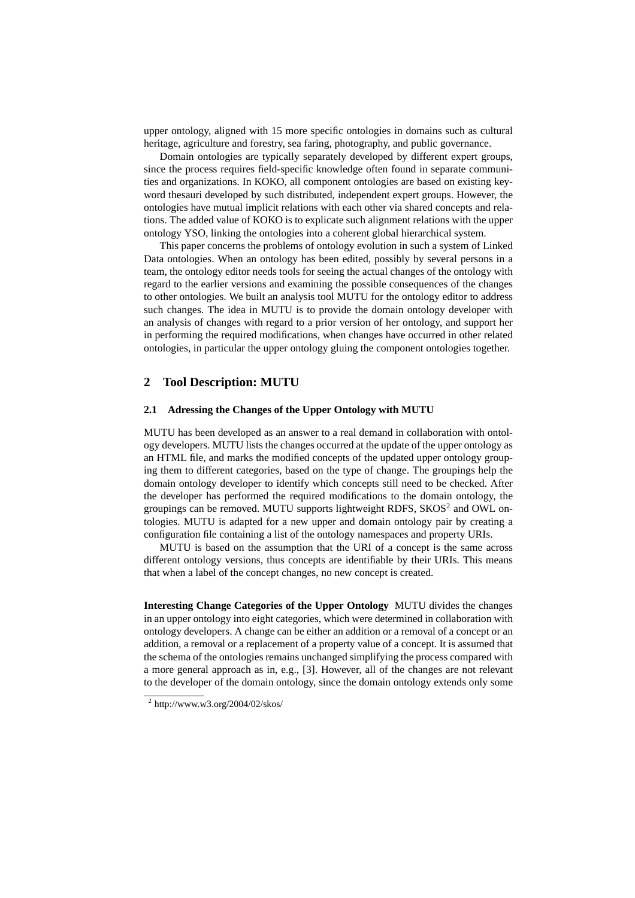upper ontology, aligned with 15 more specific ontologies in domains such as cultural heritage, agriculture and forestry, sea faring, photography, and public governance.

Domain ontologies are typically separately developed by different expert groups, since the process requires field-specific knowledge often found in separate communities and organizations. In KOKO, all component ontologies are based on existing keyword thesauri developed by such distributed, independent expert groups. However, the ontologies have mutual implicit relations with each other via shared concepts and relations. The added value of KOKO is to explicate such alignment relations with the upper ontology YSO, linking the ontologies into a coherent global hierarchical system.

This paper concerns the problems of ontology evolution in such a system of Linked Data ontologies. When an ontology has been edited, possibly by several persons in a team, the ontology editor needs tools for seeing the actual changes of the ontology with regard to the earlier versions and examining the possible consequences of the changes to other ontologies. We built an analysis tool MUTU for the ontology editor to address such changes. The idea in MUTU is to provide the domain ontology developer with an analysis of changes with regard to a prior version of her ontology, and support her in performing the required modifications, when changes have occurred in other related ontologies, in particular the upper ontology gluing the component ontologies together.

## 2 Tool Description: MUTU

### 2.1 Adressing the Changes of the Upper Ontology with MUTU

MUTU has been developed as an answer to a real demand in collaboration with ontology developers. MUTU lists the changes occurred at the update of the upper ontology as an HTML file, and marks the modified concepts of the updated upper ontology grouping them to different categories, based on the type of change. The groupings help the domain ontology developer to identify which concepts still need to be checked. After the developer has performed the required modifications to the domain ontology, the groupings can be removed. MUTU supports lightweight RDFS, SKOS[2] and OWL ontologies. MUTU is adapted for a new upper and domain ontology pair by creating a configuration file containing a list of the ontology namespaces and property URIs.

MUTU is based on the assumption that the URI of a concept is the same across different ontology versions, thus concepts are identifiable by their URIs. This means that when a label of the concept changes, no new concept is created.

**Interesting Change Categories of the Upper Ontology** MUTU divides the changes in an upper ontology into eight categories, which were determined in collaboration with ontology developers. A change can be either an addition or a removal of a concept or an addition, a removal or a replacement of a property value of a concept. It is assumed that the schema of the ontologies remains unchanged simplifying the process compared with a more general approach as in, e.g., [3]. However, all of the changes are not relevant to the developer of the domain ontology, since the domain ontology extends only some

[2] http://www.w3.org/2004/02/skos/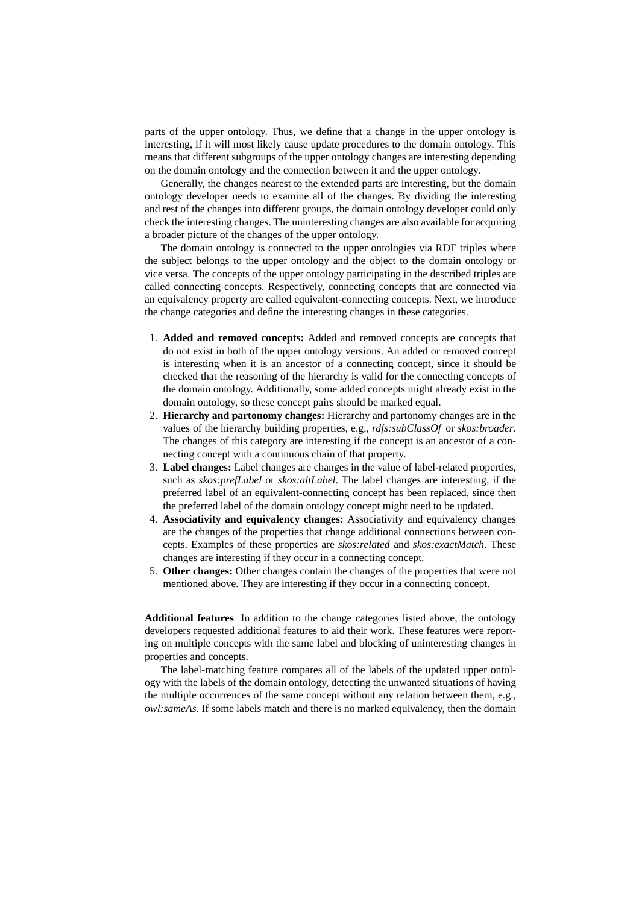parts of the upper ontology. Thus, we define that a change in the upper ontology is interesting, if it will most likely cause update procedures to the domain ontology. This means that different subgroups of the upper ontology changes are interesting depending on the domain ontology and the connection between it and the upper ontology.

Generally, the changes nearest to the extended parts are interesting, but the domain ontology developer needs to examine all of the changes. By dividing the interesting and rest of the changes into different groups, the domain ontology developer could only check the interesting changes. The uninteresting changes are also available for acquiring a broader picture of the changes of the upper ontology.

The domain ontology is connected to the upper ontologies via RDF triples where the subject belongs to the upper ontology and the object to the domain ontology or vice versa. The concepts of the upper ontology participating in the described triples are called connecting concepts. Respectively, connecting concepts that are connected via an equivalency property are called equivalent-connecting concepts. Next, we introduce the change categories and define the interesting changes in these categories.

1. **Added and removed concepts:** Added and removed concepts are concepts that do not exist in both of the upper ontology versions. An added or removed concept is interesting when it is an ancestor of a connecting concept, since it should be checked that the reasoning of the hierarchy is valid for the connecting concepts of the domain ontology. Additionally, some added concepts might already exist in the domain ontology, so these concept pairs should be marked equal.
2. **Hierarchy and partonomy changes:** Hierarchy and partonomy changes are in the values of the hierarchy building properties, e.g., *rdfs:subClassOf* or *skos:broader*. The changes of this category are interesting if the concept is an ancestor of a connecting concept with a continuous chain of that property.
3. **Label changes:** Label changes are changes in the value of label-related properties, such as *skos:prefLabel* or *skos:altLabel*. The label changes are interesting, if the preferred label of an equivalent-connecting concept has been replaced, since then the preferred label of the domain ontology concept might need to be updated.
4. **Associativity and equivalency changes:** Associativity and equivalency changes are the changes of the properties that change additional connections between concepts. Examples of these properties are *skos:related* and *skos:exactMatch*. These changes are interesting if they occur in a connecting concept.
5. **Other changes:** Other changes contain the changes of the properties that were not mentioned above. They are interesting if they occur in a connecting concept.

**Additional features** In addition to the change categories listed above, the ontology developers requested additional features to aid their work. These features were reporting on multiple concepts with the same label and blocking of uninteresting changes in properties and concepts.

The label-matching feature compares all of the labels of the updated upper ontology with the labels of the domain ontology, detecting the unwanted situations of having the multiple occurrences of the same concept without any relation between them, e.g., *owl:sameAs*. If some labels match and there is no marked equivalency, then the domain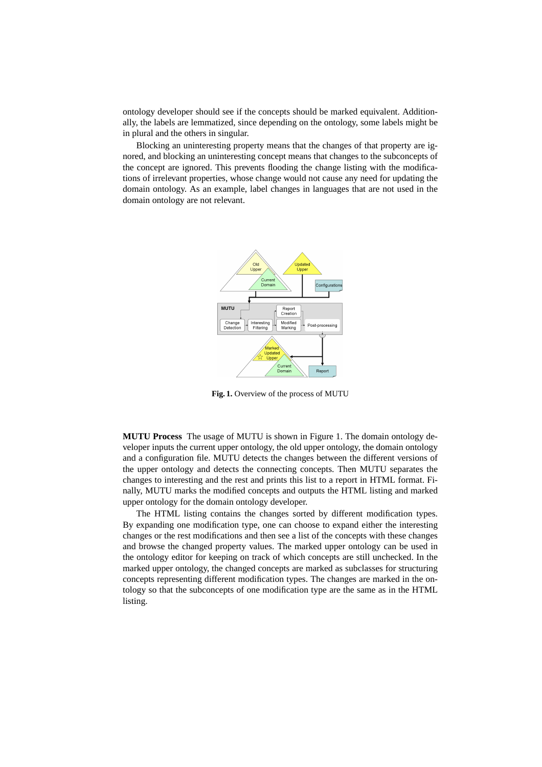ontology developer should see if the concepts should be marked equivalent. Additionally, the labels are lemmatized, since depending on the ontology, some labels might be in plural and the others in singular.

Blocking an uninteresting property means that the changes of that property are ignored, and blocking an uninteresting concept means that changes to the subconcepts of the concept are ignored. This prevents flooding the change listing with the modifications of irrelevant properties, whose change would not cause any need for updating the domain ontology. As an example, label changes in languages that are not used in the domain ontology are not relevant.

**Fig. 1.** Overview of the process of MUTU

**MUTU Process** The usage of MUTU is shown in Figure 1. The domain ontology developer inputs the current upper ontology, the old upper ontology, the domain ontology and a configuration file. MUTU detects the changes between the different versions of the upper ontology and detects the connecting concepts. Then MUTU separates the changes to interesting and the rest and prints this list to a report in HTML format. Finally, MUTU marks the modified concepts and outputs the HTML listing and marked upper ontology for the domain ontology developer.

The HTML listing contains the changes sorted by different modification types. By expanding one modification type, one can choose to expand either the interesting changes or the rest modifications and then see a list of the concepts with these changes and browse the changed property values. The marked upper ontology can be used in the ontology editor for keeping on track of which concepts are still unchecked. In the marked upper ontology, the changed concepts are marked as subclasses for structuring concepts representing different modification types. The changes are marked in the ontology so that the subconcepts of one modification type are the same as in the HTML listing.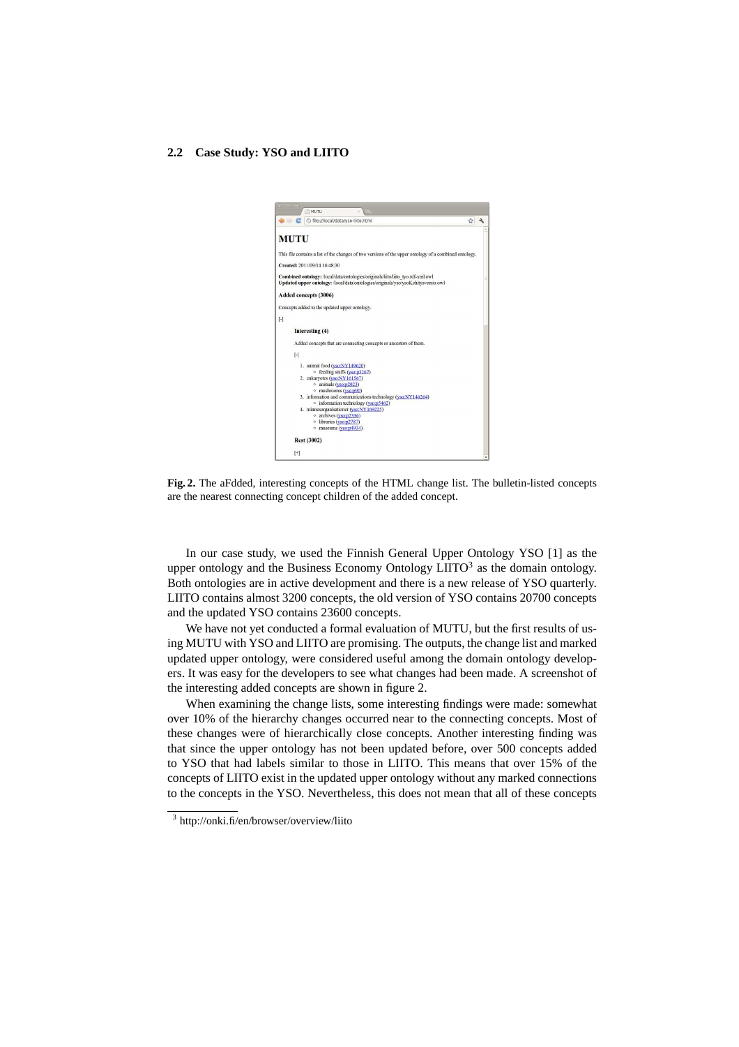### 2.2 Case Study: YSO and LIITO

**Fig. 2.** The aFdded, interesting concepts of the HTML change list. The bulletin-listed concepts are the nearest connecting concept children of the added concept.

In our case study, we used the Finnish General Upper Ontology YSO [1] as the upper ontology and the Business Economy Ontology LIITO[3] as the domain ontology. Both ontologies are in active development and there is a new release of YSO quarterly. LIITO contains almost 3200 concepts, the old version of YSO contains 20700 concepts and the updated YSO contains 23600 concepts.

We have not yet conducted a formal evaluation of MUTU, but the first results of using MUTU with YSO and LIITO are promising. The outputs, the change list and marked updated upper ontology, were considered useful among the domain ontology developers. It was easy for the developers to see what changes had been made. A screenshot of the interesting added concepts are shown in figure 2.

When examining the change lists, some interesting findings were made: somewhat over 10% of the hierarchy changes occurred near to the connecting concepts. Most of these changes were of hierarchically close concepts. Another interesting finding was that since the upper ontology has not been updated before, over 500 concepts added to YSO that had labels similar to those in LIITO. This means that over 15% of the concepts of LIITO exist in the updated upper ontology without any marked connections to the concepts in the YSO. Nevertheless, this does not mean that all of these concepts

[3] http://onki.fi/en/browser/overview/liito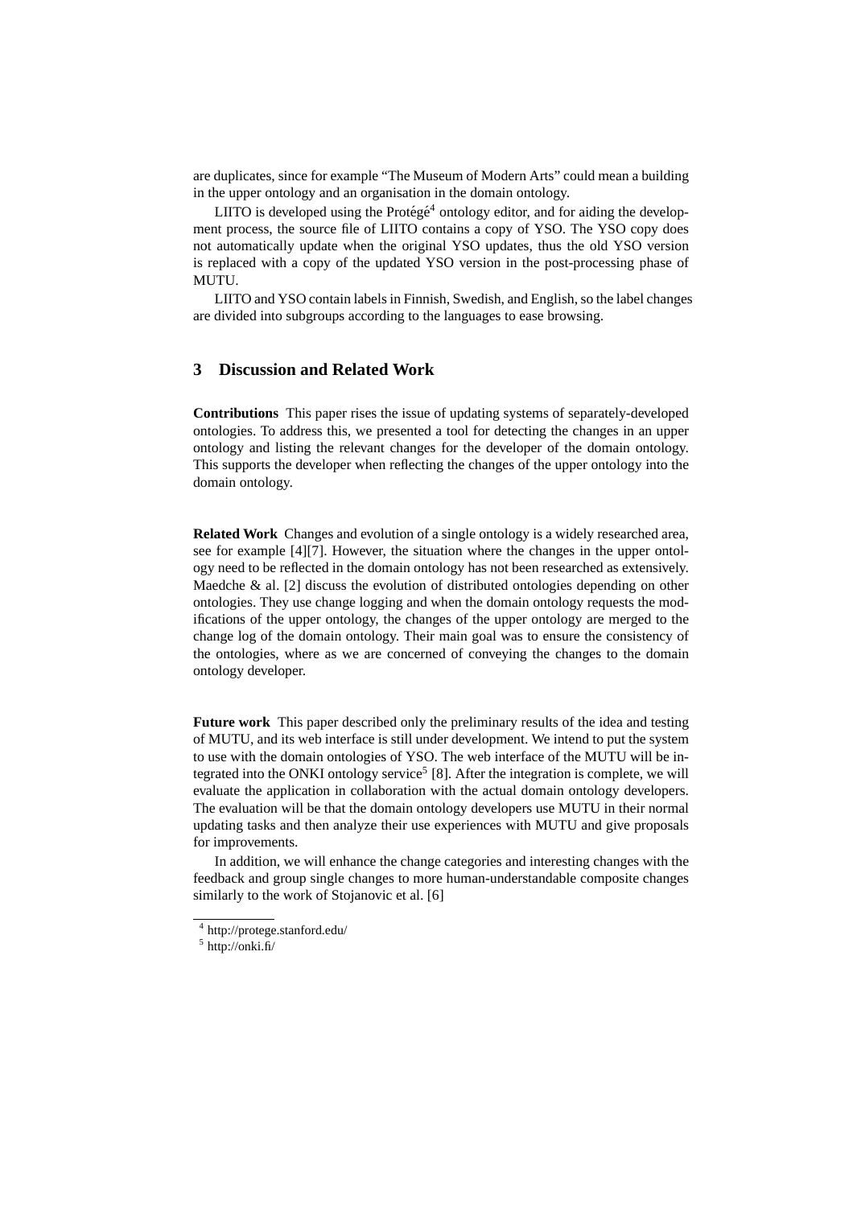are duplicates, since for example "The Museum of Modern Arts" could mean a building in the upper ontology and an organisation in the domain ontology.

LIITO is developed using the Protégé[4] ontology editor, and for aiding the development process, the source file of LIITO contains a copy of YSO. The YSO copy does not automatically update when the original YSO updates, thus the old YSO version is replaced with a copy of the updated YSO version in the post-processing phase of MUTU.

LIITO and YSO contain labels in Finnish, Swedish, and English, so the label changes are divided into subgroups according to the languages to ease browsing.

## 3 Discussion and Related Work

**Contributions** This paper rises the issue of updating systems of separately-developed ontologies. To address this, we presented a tool for detecting the changes in an upper ontology and listing the relevant changes for the developer of the domain ontology. This supports the developer when reflecting the changes of the upper ontology into the domain ontology.

**Related Work** Changes and evolution of a single ontology is a widely researched area, see for example [4][7]. However, the situation where the changes in the upper ontology need to be reflected in the domain ontology has not been researched as extensively. Maedche & al. [2] discuss the evolution of distributed ontologies depending on other ontologies. They use change logging and when the domain ontology requests the modifications of the upper ontology, the changes of the upper ontology are merged to the change log of the domain ontology. Their main goal was to ensure the consistency of the ontologies, where as we are concerned of conveying the changes to the domain ontology developer.

**Future work** This paper described only the preliminary results of the idea and testing of MUTU, and its web interface is still under development. We intend to put the system to use with the domain ontologies of YSO. The web interface of the MUTU will be integrated into the ONKI ontology service[5] [8]. After the integration is complete, we will evaluate the application in collaboration with the actual domain ontology developers. The evaluation will be that the domain ontology developers use MUTU in their normal updating tasks and then analyze their use experiences with MUTU and give proposals for improvements.

In addition, we will enhance the change categories and interesting changes with the feedback and group single changes to more human-understandable composite changes similarly to the work of Stojanovic et al. [6]

[4] http://protege.stanford.edu/

[5] http://onki.fi/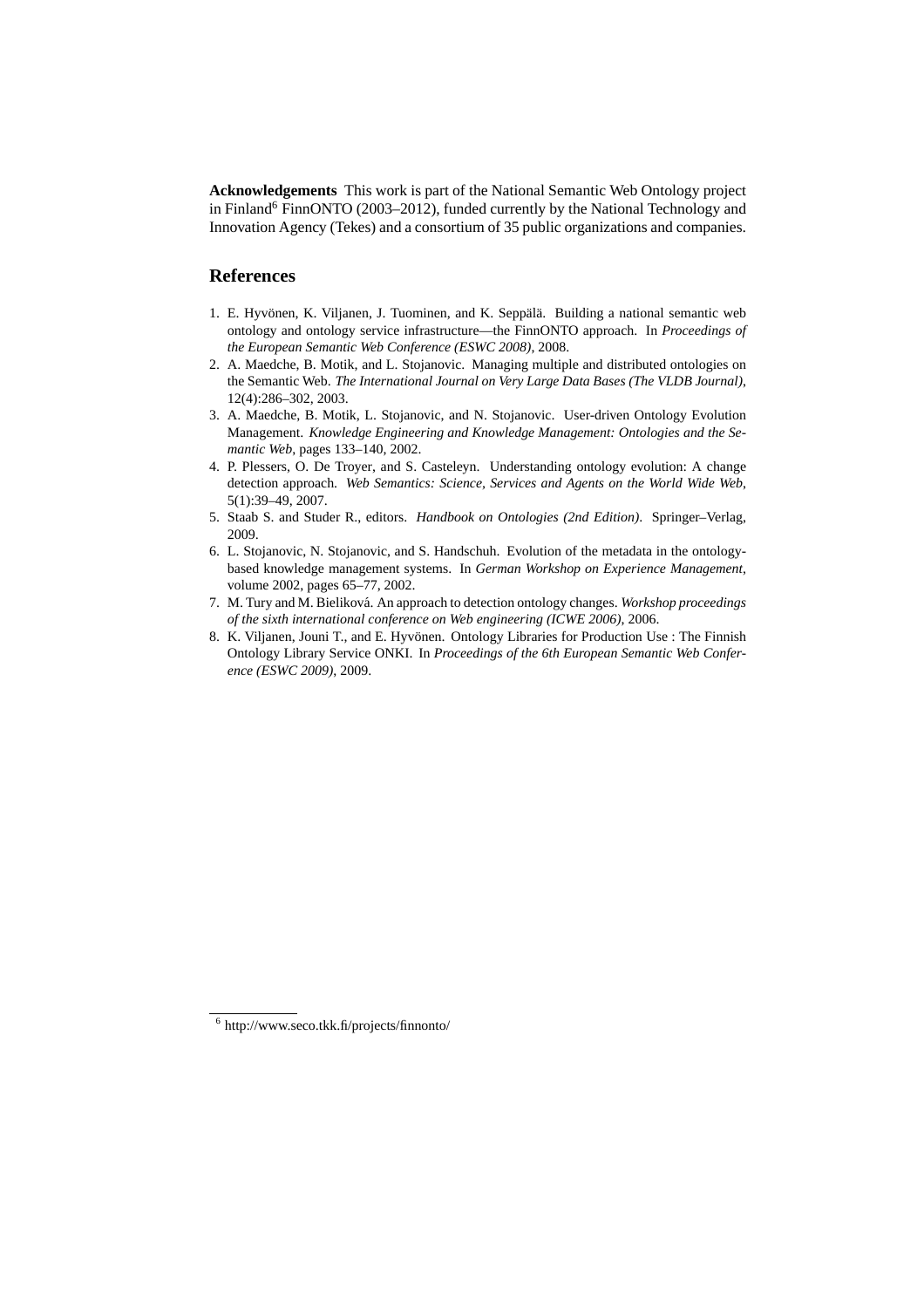**Acknowledgements** This work is part of the National Semantic Web Ontology project in Finland[6] FinnONTO (2003–2012), funded currently by the National Technology and Innovation Agency (Tekes) and a consortium of 35 public organizations and companies.

## References

1. E. Hyvönen, K. Viljanen, J. Tuominen, and K. Seppälä. Building a national semantic web ontology and ontology service infrastructure—the FinnONTO approach. In *Proceedings of the European Semantic Web Conference (ESWC 2008)*, 2008.
2. A. Maedche, B. Motik, and L. Stojanovic. Managing multiple and distributed ontologies on the Semantic Web. *The International Journal on Very Large Data Bases (The VLDB Journal)*, 12(4):286–302, 2003.
3. A. Maedche, B. Motik, L. Stojanovic, and N. Stojanovic. User-driven Ontology Evolution Management. *Knowledge Engineering and Knowledge Management: Ontologies and the Semantic Web*, pages 133–140, 2002.
4. P. Plessers, O. De Troyer, and S. Casteleyn. Understanding ontology evolution: A change detection approach. *Web Semantics: Science, Services and Agents on the World Wide Web*, 5(1):39–49, 2007.
5. Staab S. and Studer R., editors. *Handbook on Ontologies (2nd Edition)*. Springer–Verlag, 2009.
6. L. Stojanovic, N. Stojanovic, and S. Handschuh. Evolution of the metadata in the ontology-based knowledge management systems. In *German Workshop on Experience Management*, volume 2002, pages 65–77, 2002.
7. M. Tury and M. Bieliková. An approach to detection ontology changes. *Workshop proceedings of the sixth international conference on Web engineering (ICWE 2006)*, 2006.
8. K. Viljanen, Jouni T., and E. Hyvönen. Ontology Libraries for Production Use : The Finnish Ontology Library Service ONKI. In *Proceedings of the 6th European Semantic Web Conference (ESWC 2009)*, 2009.

[6] http://www.seco.tkk.fi/projects/finnonto/